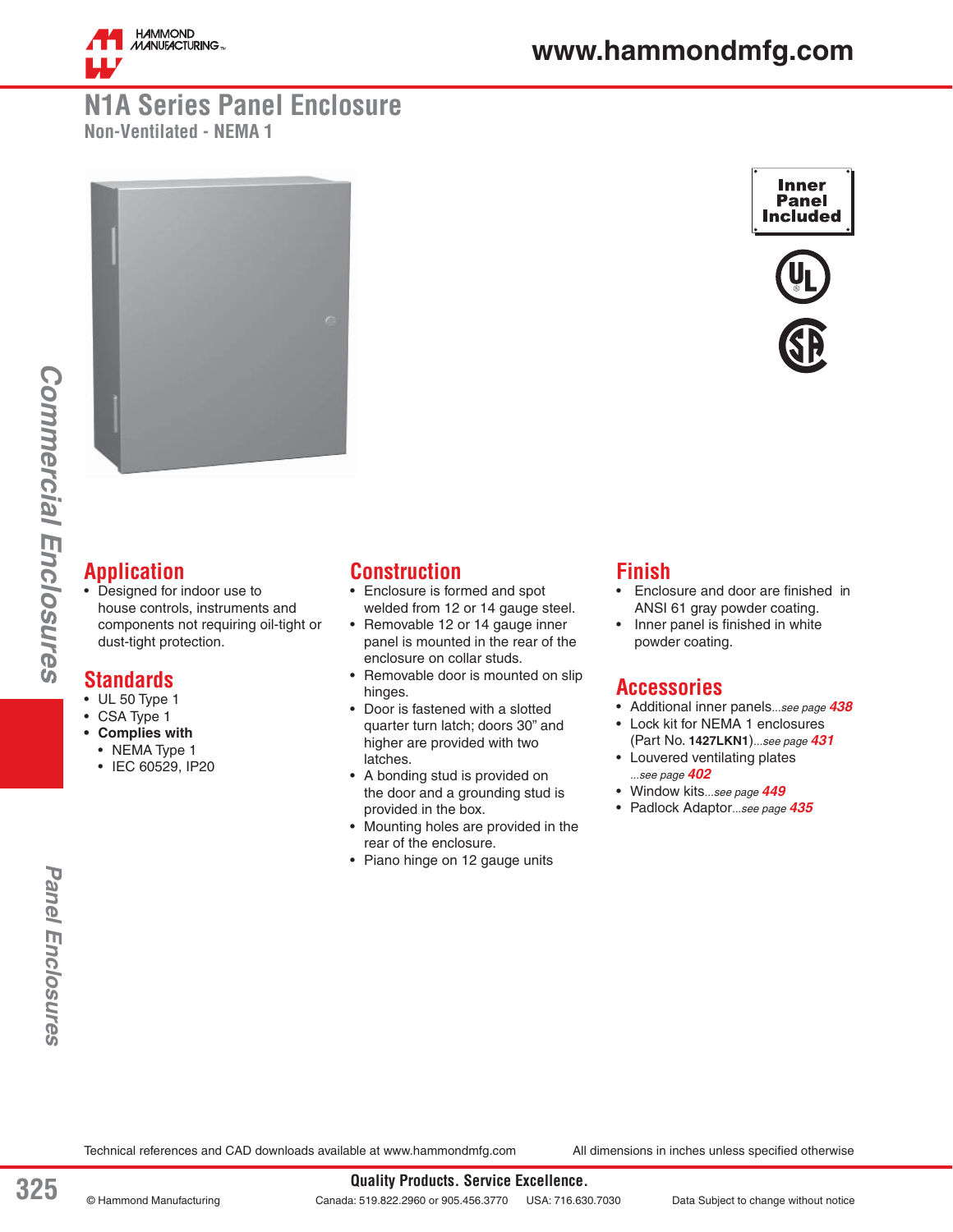# N1A Series Panel Enclosure

## Non-Ventilated - NEMA 1

**Inner Panel Included**

## Application

- Designed for indoor use to house controls, instruments and components not requiring oil-tight or dust-tight protection.

## Standards

- UL 50 Type 1
- CSA Type 1
- **Complies with**
  - NEMA Type 1
  - IEC 60529, IP20

## Construction

- Enclosure is formed and spot welded from 12 or 14 gauge steel.
- Removable 12 or 14 gauge inner panel is mounted in the rear of the enclosure on collar studs.
- Removable door is mounted on slip hinges.
- Door is fastened with a slotted quarter turn latch; doors 30" and higher are provided with two latches.
- A bonding stud is provided on the door and a grounding stud is provided in the box.
- Mounting holes are provided in the rear of the enclosure.
- Piano hinge on 12 gauge units

## Finish

- Enclosure and door are finished in ANSI 61 gray powder coating.
- Inner panel is finished in white powder coating.

## Accessories

- Additional inner panels*...see page* ***438***
- Lock kit for NEMA 1 enclosures (Part No. **1427LKN1**)*...see page* ***431***
- Louvered ventilating plates *...see page* ***402***
- Window kits*...see page* ***449***
- Padlock Adaptor*...see page* ***435***

Technical references and CAD downloads available at www.hammondmfg.com

All dimensions in inches unless specified otherwise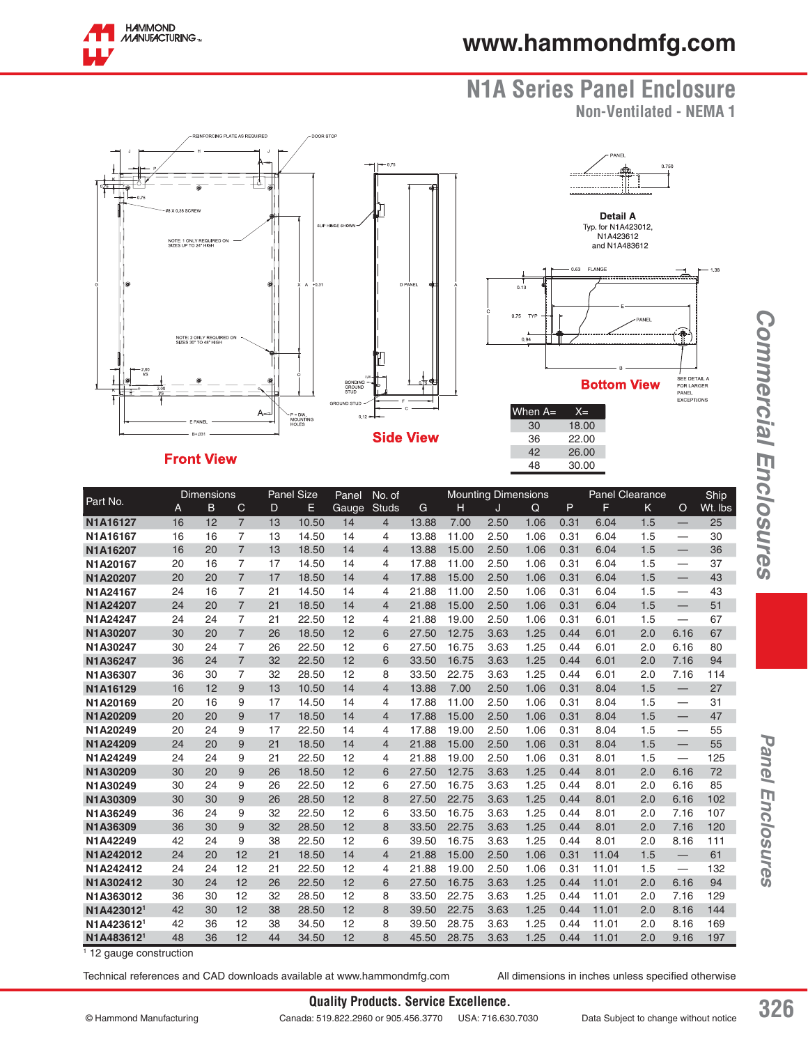# N1A Series Panel Enclosure

## Non-Ventilated - NEMA 1

REINFORCING PLATE AS REQUIRED

DOOR STOP

#8 X 0.38 SCREW

NOTE: 1 ONLY REQUIRED ON SIZES UP TO 24" HIGH

NOTE: 2 ONLY REQUIRED ON SIZES 30" TO 48" HIGH

P = DIA. MOUNTING HOLES

E PANEL

B+.031

A+0.31

**Front View**

SLIP HINGE SHOWN

D PANEL

BONDING GROUND STUD

GROUND STUD

**Side View**

PANEL

0.750

**Detail A**
Typ. for N1A423012, N1A423612 and N1A483612

FLANGE

PANEL

SEE DETAIL A FOR LARGER PANEL EXCEPTIONS

**Bottom View**

| When A= | X= |
|---|---|
| 30 | 18.00 |
| 36 | 22.00 |
| 42 | 26.00 |
| 48 | 30.00 |

| Part No. | Dimensions | | | Panel Size | | Panel | No. of | Mounting Dimensions | | | | | Panel Clearance | | | Ship |
|---|---|---|---|---|---|---|---|---|---|---|---|---|---|---|---|---|
| | A | B | C | D | E | Gauge | Studs | G | H | J | Q | P | F | K | O | Wt. lbs |
| N1A16127 | 16 | 12 | 7 | 13 | 10.50 | 14 | 4 | 13.88 | 7.00 | 2.50 | 1.06 | 0.31 | 6.04 | 1.5 | — | 25 |
| N1A16167 | 16 | 16 | 7 | 13 | 14.50 | 14 | 4 | 13.88 | 11.00 | 2.50 | 1.06 | 0.31 | 6.04 | 1.5 | — | 30 |
| N1A16207 | 16 | 20 | 7 | 13 | 18.50 | 14 | 4 | 13.88 | 15.00 | 2.50 | 1.06 | 0.31 | 6.04 | 1.5 | — | 36 |
| N1A20167 | 20 | 16 | 7 | 17 | 14.50 | 14 | 4 | 17.88 | 11.00 | 2.50 | 1.06 | 0.31 | 6.04 | 1.5 | — | 37 |
| N1A20207 | 20 | 20 | 7 | 17 | 18.50 | 14 | 4 | 17.88 | 15.00 | 2.50 | 1.06 | 0.31 | 6.04 | 1.5 | — | 43 |
| N1A24167 | 24 | 16 | 7 | 21 | 14.50 | 14 | 4 | 21.88 | 11.00 | 2.50 | 1.06 | 0.31 | 6.04 | 1.5 | — | 43 |
| N1A24207 | 24 | 20 | 7 | 21 | 18.50 | 14 | 4 | 21.88 | 15.00 | 2.50 | 1.06 | 0.31 | 6.04 | 1.5 | — | 51 |
| N1A24247 | 24 | 24 | 7 | 21 | 22.50 | 12 | 4 | 21.88 | 19.00 | 2.50 | 1.06 | 0.31 | 6.01 | 1.5 | — | 67 |
| N1A30207 | 30 | 20 | 7 | 26 | 18.50 | 12 | 6 | 27.50 | 12.75 | 3.63 | 1.25 | 0.44 | 6.01 | 2.0 | 6.16 | 67 |
| N1A30247 | 30 | 24 | 7 | 26 | 22.50 | 12 | 6 | 27.50 | 16.75 | 3.63 | 1.25 | 0.44 | 6.01 | 2.0 | 6.16 | 80 |
| N1A36247 | 36 | 24 | 7 | 32 | 22.50 | 12 | 6 | 33.50 | 16.75 | 3.63 | 1.25 | 0.44 | 6.01 | 2.0 | 7.16 | 94 |
| N1A36307 | 36 | 30 | 7 | 32 | 28.50 | 12 | 8 | 33.50 | 22.75 | 3.63 | 1.25 | 0.44 | 6.01 | 2.0 | 7.16 | 114 |
| N1A16129 | 16 | 12 | 9 | 13 | 10.50 | 14 | 4 | 13.88 | 7.00 | 2.50 | 1.06 | 0.31 | 8.04 | 1.5 | — | 27 |
| N1A20169 | 20 | 16 | 9 | 17 | 14.50 | 14 | 4 | 17.88 | 11.00 | 2.50 | 1.06 | 0.31 | 8.04 | 1.5 | — | 31 |
| N1A20209 | 20 | 20 | 9 | 17 | 18.50 | 14 | 4 | 17.88 | 15.00 | 2.50 | 1.06 | 0.31 | 8.04 | 1.5 | — | 47 |
| N1A20249 | 20 | 24 | 9 | 17 | 22.50 | 14 | 4 | 17.88 | 19.00 | 2.50 | 1.06 | 0.31 | 8.04 | 1.5 | — | 55 |
| N1A24209 | 24 | 20 | 9 | 21 | 18.50 | 14 | 4 | 21.88 | 15.00 | 2.50 | 1.06 | 0.31 | 8.04 | 1.5 | — | 55 |
| N1A24249 | 24 | 24 | 9 | 21 | 22.50 | 12 | 4 | 21.88 | 19.00 | 2.50 | 1.06 | 0.31 | 8.01 | 1.5 | — | 125 |
| N1A30209 | 30 | 20 | 9 | 26 | 18.50 | 12 | 6 | 27.50 | 12.75 | 3.63 | 1.25 | 0.44 | 8.01 | 2.0 | 6.16 | 72 |
| N1A30249 | 30 | 24 | 9 | 26 | 22.50 | 12 | 6 | 27.50 | 16.75 | 3.63 | 1.25 | 0.44 | 8.01 | 2.0 | 6.16 | 85 |
| N1A30309 | 30 | 30 | 9 | 26 | 28.50 | 12 | 8 | 27.50 | 22.75 | 3.63 | 1.25 | 0.44 | 8.01 | 2.0 | 6.16 | 102 |
| N1A36249 | 36 | 24 | 9 | 32 | 22.50 | 12 | 6 | 33.50 | 16.75 | 3.63 | 1.25 | 0.44 | 8.01 | 2.0 | 7.16 | 107 |
| N1A36309 | 36 | 30 | 9 | 32 | 28.50 | 12 | 8 | 33.50 | 22.75 | 3.63 | 1.25 | 0.44 | 8.01 | 2.0 | 7.16 | 120 |
| N1A42249 | 42 | 24 | 9 | 38 | 22.50 | 12 | 6 | 39.50 | 16.75 | 3.63 | 1.25 | 0.44 | 8.01 | 2.0 | 8.16 | 111 |
| N1A242012 | 24 | 20 | 12 | 21 | 18.50 | 14 | 4 | 21.88 | 15.00 | 2.50 | 1.06 | 0.31 | 11.04 | 1.5 | — | 61 |
| N1A242412 | 24 | 24 | 12 | 21 | 22.50 | 12 | 4 | 21.88 | 19.00 | 2.50 | 1.06 | 0.31 | 11.01 | 1.5 | — | 132 |
| N1A302412 | 30 | 24 | 12 | 26 | 22.50 | 12 | 6 | 27.50 | 16.75 | 3.63 | 1.25 | 0.44 | 11.01 | 2.0 | 6.16 | 94 |
| N1A363012 | 36 | 30 | 12 | 32 | 28.50 | 12 | 8 | 33.50 | 22.75 | 3.63 | 1.25 | 0.44 | 11.01 | 2.0 | 7.16 | 129 |
| N1A423012[1] | 42 | 30 | 12 | 38 | 28.50 | 12 | 8 | 39.50 | 22.75 | 3.63 | 1.25 | 0.44 | 11.01 | 2.0 | 8.16 | 144 |
| N1A423612[1] | 42 | 36 | 12 | 38 | 34.50 | 12 | 8 | 39.50 | 28.75 | 3.63 | 1.25 | 0.44 | 11.01 | 2.0 | 8.16 | 169 |
| N1A483612[1] | 48 | 36 | 12 | 44 | 34.50 | 12 | 8 | 45.50 | 28.75 | 3.63 | 1.25 | 0.44 | 11.01 | 2.0 | 9.16 | 197 |

[1] 12 gauge construction

Technical references and CAD downloads available at www.hammondmfg.com

All dimensions in inches unless specified otherwise